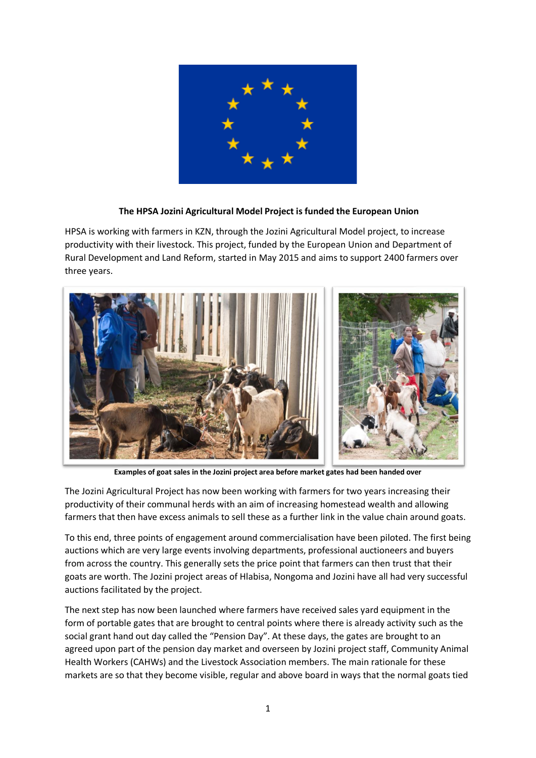**The HPSA Jozini Agricultural Model Project is funded the European Union**

HPSA is working with farmers in KZN, through the Jozini Agricultural Model project, to increase productivity with their livestock. This project, funded by the European Union and Department of Rural Development and Land Reform, started in May 2015 and aims to support 2400 farmers over three years.

**Examples of goat sales in the Jozini project area before market gates had been handed over**

The Jozini Agricultural Project has now been working with farmers for two years increasing their productivity of their communal herds with an aim of increasing homestead wealth and allowing farmers that then have excess animals to sell these as a further link in the value chain around goats.

To this end, three points of engagement around commercialisation have been piloted. The first being auctions which are very large events involving departments, professional auctioneers and buyers from across the country. This generally sets the price point that farmers can then trust that their goats are worth. The Jozini project areas of Hlabisa, Nongoma and Jozini have all had very successful auctions facilitated by the project.

The next step has now been launched where farmers have received sales yard equipment in the form of portable gates that are brought to central points where there is already activity such as the social grant hand out day called the "Pension Day". At these days, the gates are brought to an agreed upon part of the pension day market and overseen by Jozini project staff, Community Animal Health Workers (CAHWs) and the Livestock Association members. The main rationale for these markets are so that they become visible, regular and above board in ways that the normal goats tied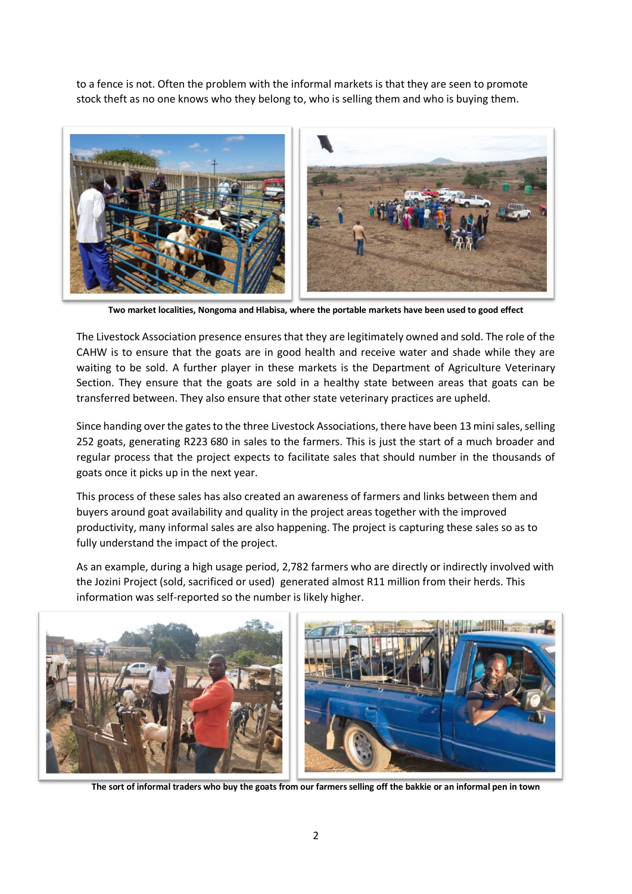to a fence is not. Often the problem with the informal markets is that they are seen to promote stock theft as no one knows who they belong to, who is selling them and who is buying them.

**Two market localities, Nongoma and Hlabisa, where the portable markets have been used to good effect**

The Livestock Association presence ensures that they are legitimately owned and sold. The role of the CAHW is to ensure that the goats are in good health and receive water and shade while they are waiting to be sold. A further player in these markets is the Department of Agriculture Veterinary Section. They ensure that the goats are sold in a healthy state between areas that goats can be transferred between. They also ensure that other state veterinary practices are upheld.

Since handing over the gates to the three Livestock Associations, there have been 13 mini sales, selling 252 goats, generating R223 680 in sales to the farmers. This is just the start of a much broader and regular process that the project expects to facilitate sales that should number in the thousands of goats once it picks up in the next year.

This process of these sales has also created an awareness of farmers and links between them and buyers around goat availability and quality in the project areas together with the improved productivity, many informal sales are also happening. The project is capturing these sales so as to fully understand the impact of the project.

As an example, during a high usage period, 2,782 farmers who are directly or indirectly involved with the Jozini Project (sold, sacrificed or used) generated almost R11 million from their herds. This information was self-reported so the number is likely higher.

**The sort of informal traders who buy the goats from our farmers selling off the bakkie or an informal pen in town**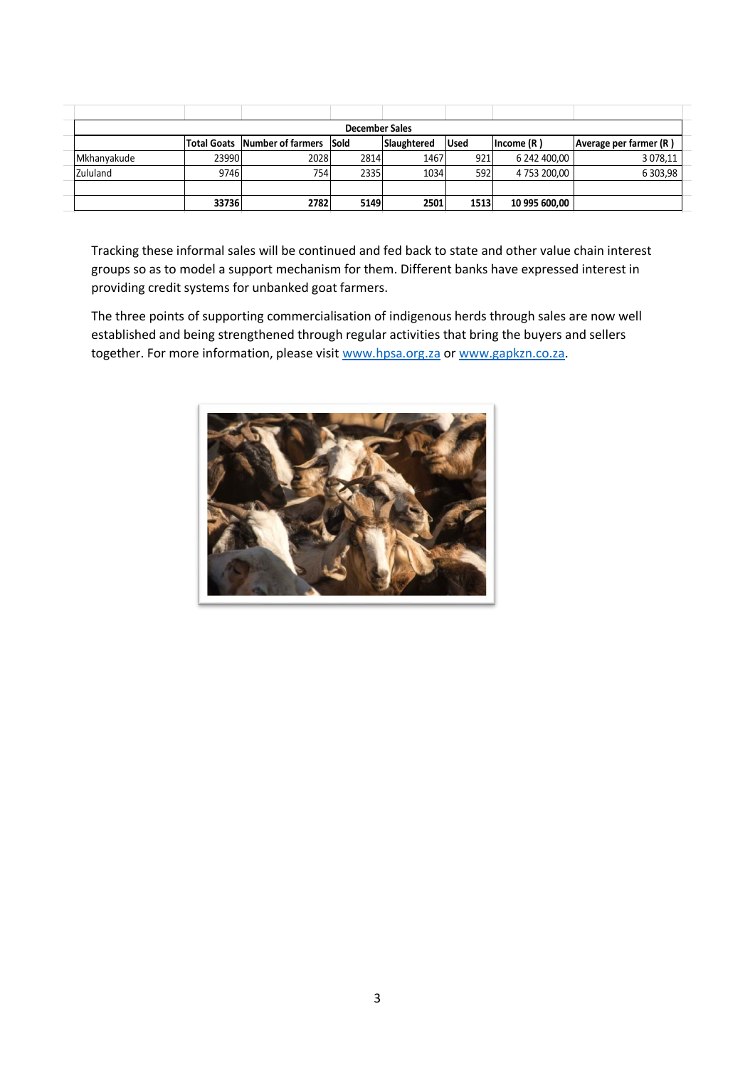| | December Sales | | | | | | |
|---|---|---|---|---|---|---|---|
| | Total Goats | Number of farmers | Sold | Slaughtered | Used | Income (R ) | Average per farmer (R ) |
| Mkhanyakude | 23990 | 2028 | 2814 | 1467 | 921 | 6 242 400,00 | 3 078,11 |
| Zululand | 9746 | 754 | 2335 | 1034 | 592 | 4 753 200,00 | 6 303,98 |
| | | | | | | | |
| | **33736** | **2782** | **5149** | **2501** | **1513** | **10 995 600,00** | |

Tracking these informal sales will be continued and fed back to state and other value chain interest groups so as to model a support mechanism for them. Different banks have expressed interest in providing credit systems for unbanked goat farmers.

The three points of supporting commercialisation of indigenous herds through sales are now well established and being strengthened through regular activities that bring the buyers and sellers together. For more information, please visit www.hpsa.org.za or www.gapkzn.co.za.